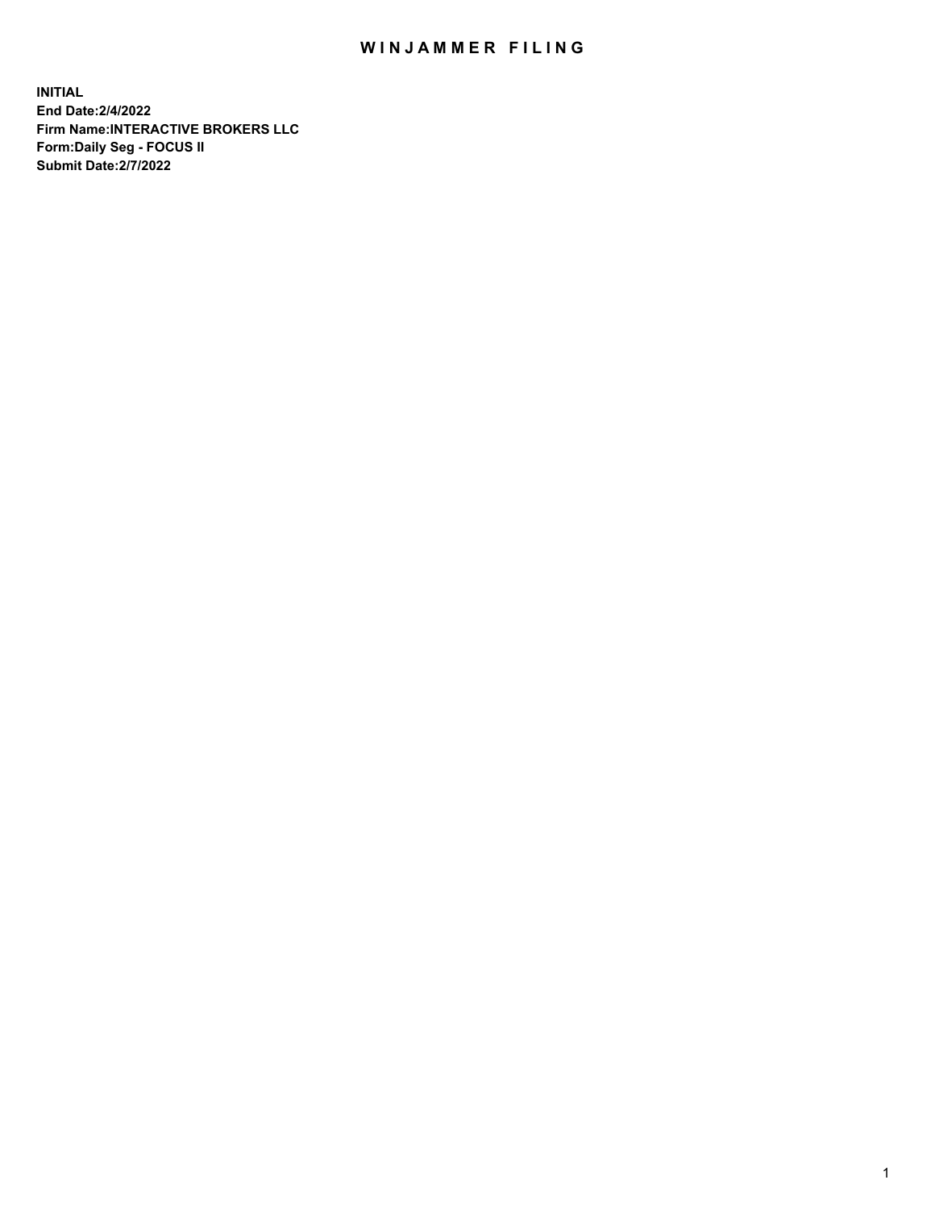# WINJAMMER FILING

**INITIAL**
**End Date:2/4/2022**
**Firm Name:INTERACTIVE BROKERS LLC**
**Form:Daily Seg - FOCUS II**
**Submit Date:2/7/2022**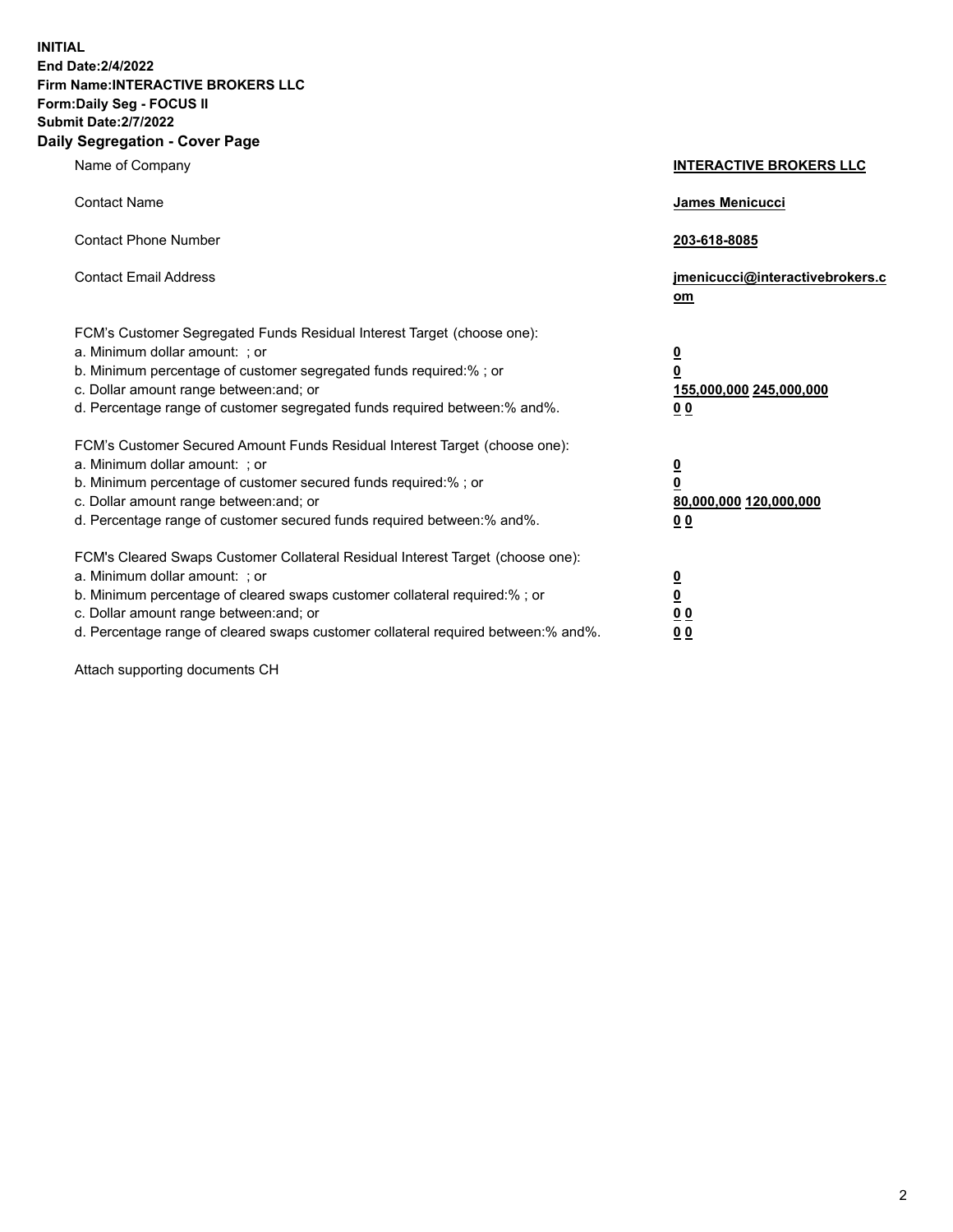**INITIAL**
**End Date:2/4/2022**
**Firm Name:INTERACTIVE BROKERS LLC**
**Form:Daily Seg - FOCUS II**
**Submit Date:2/7/2022**

## Daily Segregation - Cover Page

| | |
|---|---|
| Name of Company | **INTERACTIVE BROKERS LLC** |
| Contact Name | **James Menicucci** |
| Contact Phone Number | **203-618-8085** |
| Contact Email Address | **jmenicucci@interactivebrokers.com** |

FCM's Customer Segregated Funds Residual Interest Target (choose one):

| | |
|---|---|
| a. Minimum dollar amount: ; or | **0** |
| b. Minimum percentage of customer segregated funds required:% ; or | **0** |
| c. Dollar amount range between:and; or | **155,000,000 245,000,000** |
| d. Percentage range of customer segregated funds required between:% and%. | **0 0** |

FCM's Customer Secured Amount Funds Residual Interest Target (choose one):

| | |
|---|---|
| a. Minimum dollar amount: ; or | **0** |
| b. Minimum percentage of customer secured funds required:% ; or | **0** |
| c. Dollar amount range between:and; or | **80,000,000 120,000,000** |
| d. Percentage range of customer secured funds required between:% and%. | **0 0** |

FCM's Cleared Swaps Customer Collateral Residual Interest Target (choose one):

| | |
|---|---|
| a. Minimum dollar amount: ; or | **0** |
| b. Minimum percentage of cleared swaps customer collateral required:% ; or | **0** |
| c. Dollar amount range between:and; or | **0 0** |
| d. Percentage range of cleared swaps customer collateral required between:% and%. | **0 0** |

Attach supporting documents CH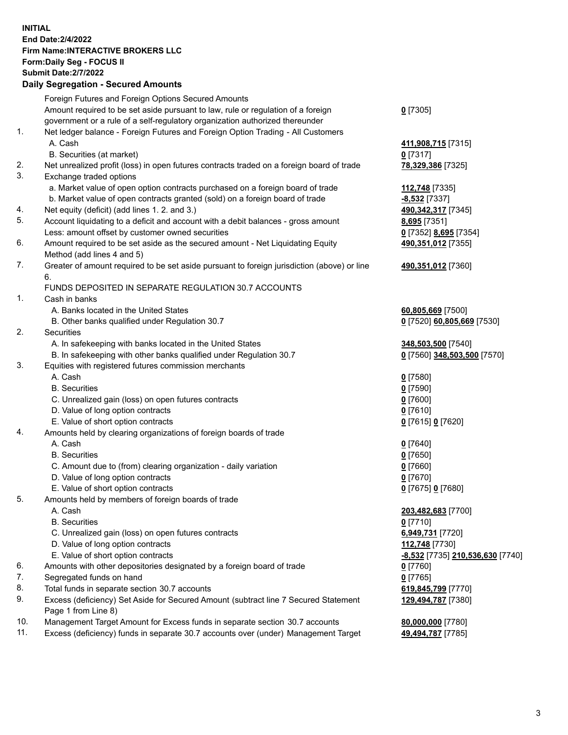**INITIAL**
**End Date:2/4/2022**
**Firm Name:INTERACTIVE BROKERS LLC**
**Form:Daily Seg - FOCUS II**
**Submit Date:2/7/2022**

## Daily Segregation - Secured Amounts

| | | |
|---|---|---|
| | Foreign Futures and Foreign Options Secured Amounts | |
| | Amount required to be set aside pursuant to law, rule or regulation of a foreign government or a rule of a self-regulatory organization authorized thereunder | **0** [7305] |
| 1. | Net ledger balance - Foreign Futures and Foreign Option Trading - All Customers | |
| | A. Cash | **411,908,715** [7315] |
| | B. Securities (at market) | **0** [7317] |
| 2. | Net unrealized profit (loss) in open futures contracts traded on a foreign board of trade | **78,329,386** [7325] |
| 3. | Exchange traded options | |
| | a. Market value of open option contracts purchased on a foreign board of trade | **112,748** [7335] |
| | b. Market value of open contracts granted (sold) on a foreign board of trade | **-8,532** [7337] |
| 4. | Net equity (deficit) (add lines 1. 2. and 3.) | **490,342,317** [7345] |
| 5. | Account liquidating to a deficit and account with a debit balances - gross amount | **8,695** [7351] |
| | Less: amount offset by customer owned securities | **0** [7352] **8,695** [7354] |
| 6. | Amount required to be set aside as the secured amount - Net Liquidating Equity Method (add lines 4 and 5) | **490,351,012** [7355] |
| 7. | Greater of amount required to be set aside pursuant to foreign jurisdiction (above) or line 6. | **490,351,012** [7360] |
| | FUNDS DEPOSITED IN SEPARATE REGULATION 30.7 ACCOUNTS | |
| 1. | Cash in banks | |
| | A. Banks located in the United States | **60,805,669** [7500] |
| | B. Other banks qualified under Regulation 30.7 | **0** [7520] **60,805,669** [7530] |
| 2. | Securities | |
| | A. In safekeeping with banks located in the United States | **348,503,500** [7540] |
| | B. In safekeeping with other banks qualified under Regulation 30.7 | **0** [7560] **348,503,500** [7570] |
| 3. | Equities with registered futures commission merchants | |
| | A. Cash | **0** [7580] |
| | B. Securities | **0** [7590] |
| | C. Unrealized gain (loss) on open futures contracts | **0** [7600] |
| | D. Value of long option contracts | **0** [7610] |
| | E. Value of short option contracts | **0** [7615] **0** [7620] |
| 4. | Amounts held by clearing organizations of foreign boards of trade | |
| | A. Cash | **0** [7640] |
| | B. Securities | **0** [7650] |
| | C. Amount due to (from) clearing organization - daily variation | **0** [7660] |
| | D. Value of long option contracts | **0** [7670] |
| | E. Value of short option contracts | **0** [7675] **0** [7680] |
| 5. | Amounts held by members of foreign boards of trade | |
| | A. Cash | **203,482,683** [7700] |
| | B. Securities | **0** [7710] |
| | C. Unrealized gain (loss) on open futures contracts | **6,949,731** [7720] |
| | D. Value of long option contracts | **112,748** [7730] |
| | E. Value of short option contracts | **-8,532** [7735] **210,536,630** [7740] |
| 6. | Amounts with other depositories designated by a foreign board of trade | **0** [7760] |
| 7. | Segregated funds on hand | **0** [7765] |
| 8. | Total funds in separate section 30.7 accounts | **619,845,799** [7770] |
| 9. | Excess (deficiency) Set Aside for Secured Amount (subtract line 7 Secured Statement Page 1 from Line 8) | **129,494,787** [7380] |
| 10. | Management Target Amount for Excess funds in separate section 30.7 accounts | **80,000,000** [7780] |
| 11. | Excess (deficiency) funds in separate 30.7 accounts over (under) Management Target | **49,494,787** [7785] |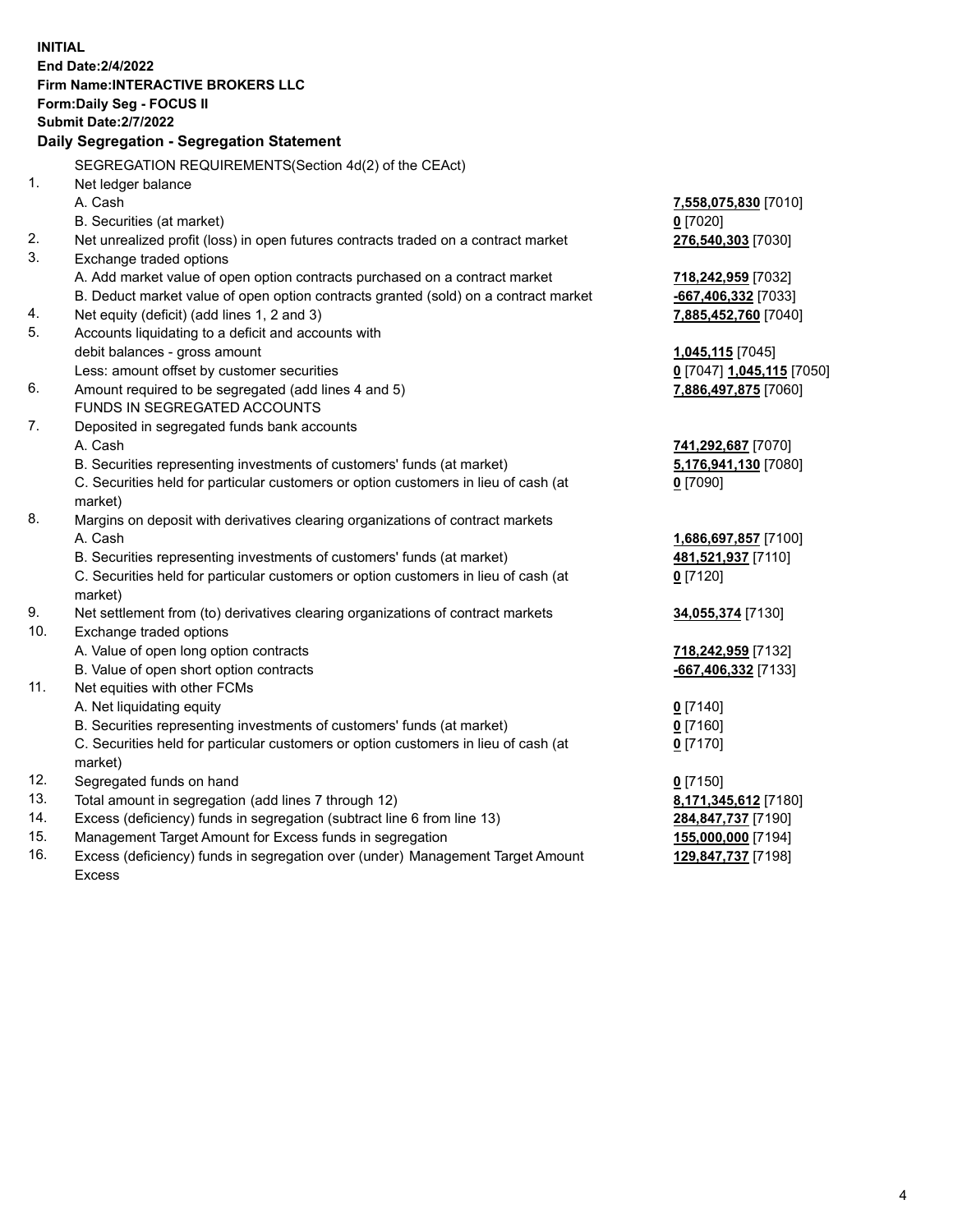**INITIAL**
**End Date:2/4/2022**
**Firm Name:INTERACTIVE BROKERS LLC**
**Form:Daily Seg - FOCUS II**
**Submit Date:2/7/2022**

### Daily Segregation - Segregation Statement

SEGREGATION REQUIREMENTS(Section 4d(2) of the CEAct)

| | | |
|---|---|---|
| 1. | Net ledger balance | |
| | A. Cash | **7,558,075,830** [7010] |
| | B. Securities (at market) | **0** [7020] |
| 2. | Net unrealized profit (loss) in open futures contracts traded on a contract market | **276,540,303** [7030] |
| 3. | Exchange traded options | |
| | A. Add market value of open option contracts purchased on a contract market | **718,242,959** [7032] |
| | B. Deduct market value of open option contracts granted (sold) on a contract market | **-667,406,332** [7033] |
| 4. | Net equity (deficit) (add lines 1, 2 and 3) | **7,885,452,760** [7040] |
| 5. | Accounts liquidating to a deficit and accounts with debit balances - gross amount | **1,045,115** [7045] |
| | Less: amount offset by customer securities | **0** [7047] **1,045,115** [7050] |
| 6. | Amount required to be segregated (add lines 4 and 5) | **7,886,497,875** [7060] |
| | FUNDS IN SEGREGATED ACCOUNTS | |
| 7. | Deposited in segregated funds bank accounts | |
| | A. Cash | **741,292,687** [7070] |
| | B. Securities representing investments of customers' funds (at market) | **5,176,941,130** [7080] |
| | C. Securities held for particular customers or option customers in lieu of cash (at market) | **0** [7090] |
| 8. | Margins on deposit with derivatives clearing organizations of contract markets | |
| | A. Cash | **1,686,697,857** [7100] |
| | B. Securities representing investments of customers' funds (at market) | **481,521,937** [7110] |
| | C. Securities held for particular customers or option customers in lieu of cash (at market) | **0** [7120] |
| 9. | Net settlement from (to) derivatives clearing organizations of contract markets | **34,055,374** [7130] |
| 10. | Exchange traded options | |
| | A. Value of open long option contracts | **718,242,959** [7132] |
| | B. Value of open short option contracts | **-667,406,332** [7133] |
| 11. | Net equities with other FCMs | |
| | A. Net liquidating equity | **0** [7140] |
| | B. Securities representing investments of customers' funds (at market) | **0** [7160] |
| | C. Securities held for particular customers or option customers in lieu of cash (at market) | **0** [7170] |
| 12. | Segregated funds on hand | **0** [7150] |
| 13. | Total amount in segregation (add lines 7 through 12) | **8,171,345,612** [7180] |
| 14. | Excess (deficiency) funds in segregation (subtract line 6 from line 13) | **284,847,737** [7190] |
| 15. | Management Target Amount for Excess funds in segregation | **155,000,000** [7194] |
| 16. | Excess (deficiency) funds in segregation over (under) Management Target Amount Excess | **129,847,737** [7198] |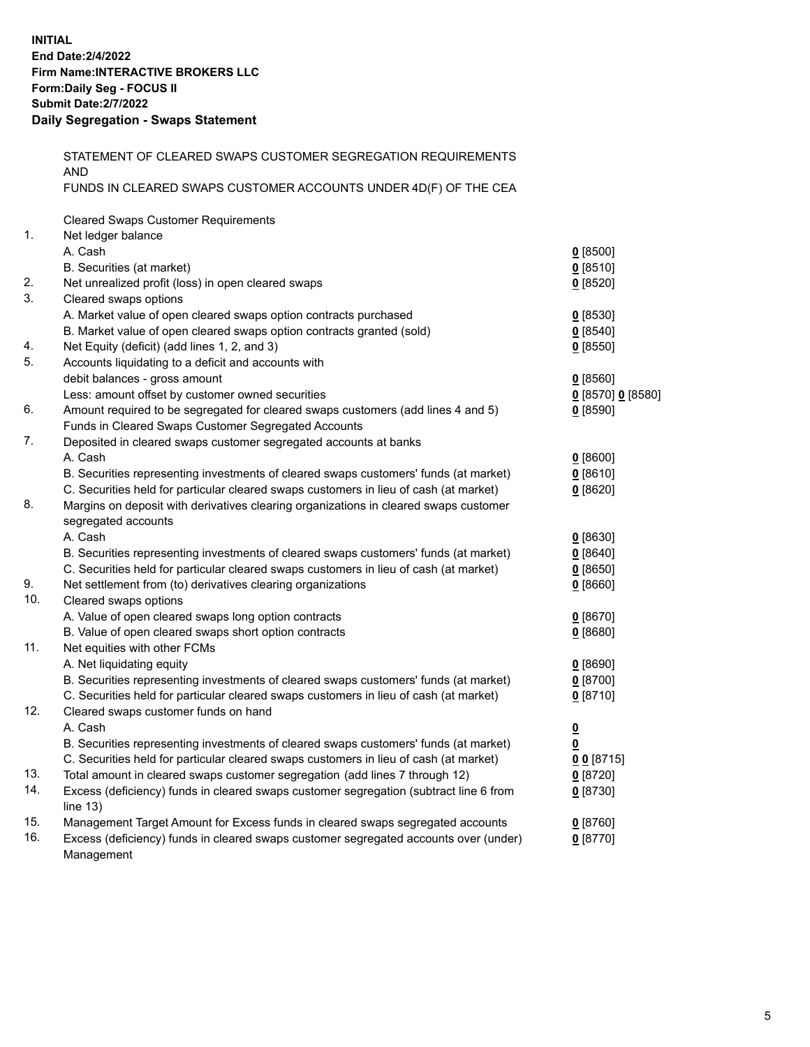**INITIAL**
**End Date:2/4/2022**
**Firm Name:INTERACTIVE BROKERS LLC**
**Form:Daily Seg - FOCUS II**
**Submit Date:2/7/2022**
**Daily Segregation - Swaps Statement**

STATEMENT OF CLEARED SWAPS CUSTOMER SEGREGATION REQUIREMENTS AND FUNDS IN CLEARED SWAPS CUSTOMER ACCOUNTS UNDER 4D(F) OF THE CEA

| | | |
|---|---|---|
| | Cleared Swaps Customer Requirements | |
| 1. | Net ledger balance | |
| | A. Cash | 0 [8500] |
| | B. Securities (at market) | 0 [8510] |
| 2. | Net unrealized profit (loss) in open cleared swaps | 0 [8520] |
| 3. | Cleared swaps options | |
| | A. Market value of open cleared swaps option contracts purchased | 0 [8530] |
| | B. Market value of open cleared swaps option contracts granted (sold) | 0 [8540] |
| 4. | Net Equity (deficit) (add lines 1, 2, and 3) | 0 [8550] |
| 5. | Accounts liquidating to a deficit and accounts with | |
| | debit balances - gross amount | 0 [8560] |
| | Less: amount offset by customer owned securities | 0 [8570] 0 [8580] |
| 6. | Amount required to be segregated for cleared swaps customers (add lines 4 and 5) | 0 [8590] |
| | Funds in Cleared Swaps Customer Segregated Accounts | |
| 7. | Deposited in cleared swaps customer segregated accounts at banks | |
| | A. Cash | 0 [8600] |
| | B. Securities representing investments of cleared swaps customers' funds (at market) | 0 [8610] |
| | C. Securities held for particular cleared swaps customers in lieu of cash (at market) | 0 [8620] |
| 8. | Margins on deposit with derivatives clearing organizations in cleared swaps customer segregated accounts | |
| | A. Cash | 0 [8630] |
| | B. Securities representing investments of cleared swaps customers' funds (at market) | 0 [8640] |
| | C. Securities held for particular cleared swaps customers in lieu of cash (at market) | 0 [8650] |
| 9. | Net settlement from (to) derivatives clearing organizations | 0 [8660] |
| 10. | Cleared swaps options | |
| | A. Value of open cleared swaps long option contracts | 0 [8670] |
| | B. Value of open cleared swaps short option contracts | 0 [8680] |
| 11. | Net equities with other FCMs | |
| | A. Net liquidating equity | 0 [8690] |
| | B. Securities representing investments of cleared swaps customers' funds (at market) | 0 [8700] |
| | C. Securities held for particular cleared swaps customers in lieu of cash (at market) | 0 [8710] |
| 12. | Cleared swaps customer funds on hand | |
| | A. Cash | 0 |
| | B. Securities representing investments of cleared swaps customers' funds (at market) | 0 |
| | C. Securities held for particular cleared swaps customers in lieu of cash (at market) | 0 0 [8715] |
| 13. | Total amount in cleared swaps customer segregation (add lines 7 through 12) | 0 [8720] |
| 14. | Excess (deficiency) funds in cleared swaps customer segregation (subtract line 6 from line 13) | 0 [8730] |
| 15. | Management Target Amount for Excess funds in cleared swaps segregated accounts | 0 [8760] |
| 16. | Excess (deficiency) funds in cleared swaps customer segregated accounts over (under) Management | 0 [8770] |